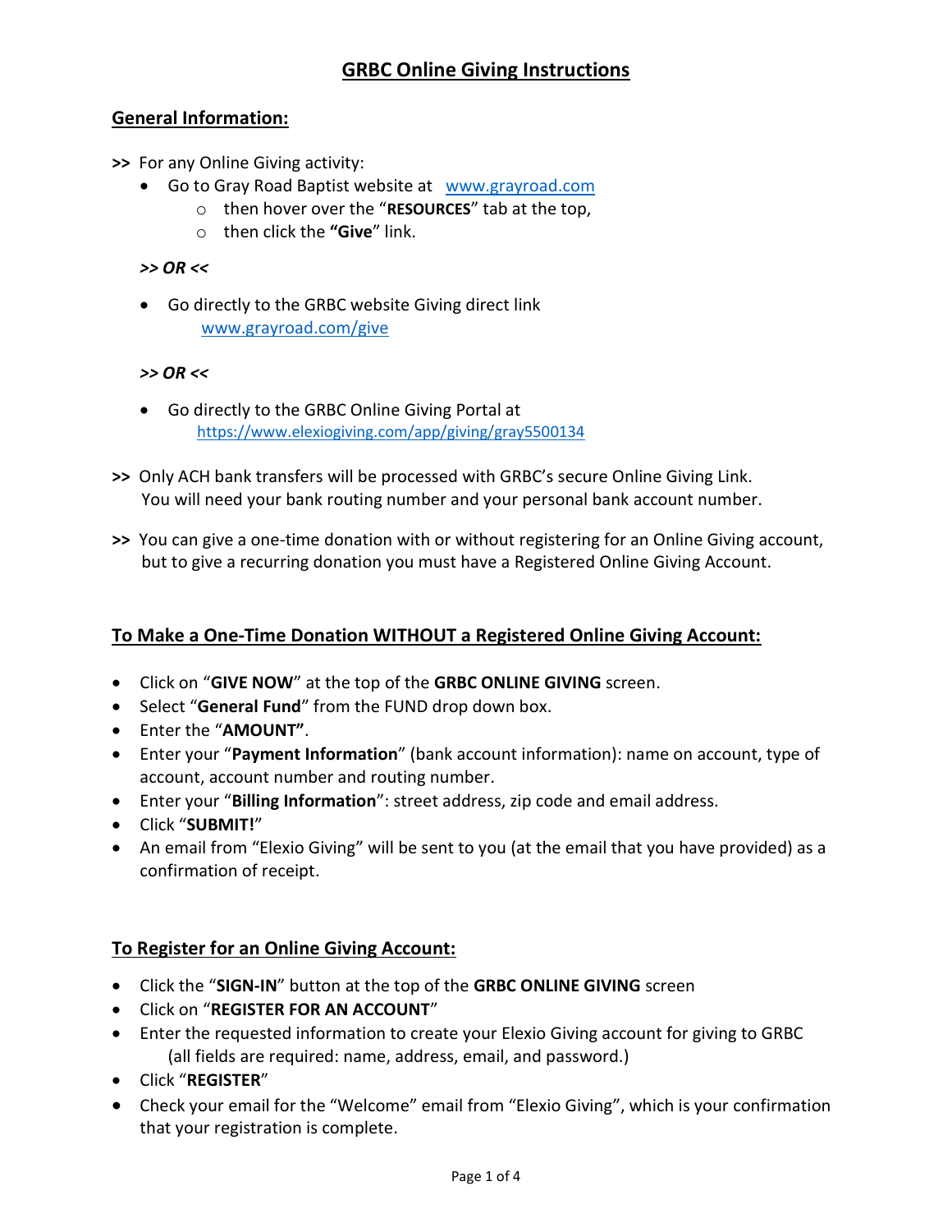# GRBC Online Giving Instructions

## General Information:

**>>** For any Online Giving activity:

- Go to Gray Road Baptist website at [www.grayroad.com](http://www.grayroad.com)
  - then hover over the "**RESOURCES**" tab at the top,
  - then click the **"Give**" link.

***>> OR <<***

- Go directly to the GRBC website Giving direct link
  [www.grayroad.com/give](http://www.grayroad.com/give)

***>> OR <<***

- Go directly to the GRBC Online Giving Portal at
  [https://www.elexiogiving.com/app/giving/gray5500134](https://www.elexiogiving.com/app/giving/gray5500134)

**>>** Only ACH bank transfers will be processed with GRBC's secure Online Giving Link. You will need your bank routing number and your personal bank account number.

**>>** You can give a one-time donation with or without registering for an Online Giving account, but to give a recurring donation you must have a Registered Online Giving Account.

## To Make a One-Time Donation WITHOUT a Registered Online Giving Account:

- Click on "**GIVE NOW**" at the top of the **GRBC ONLINE GIVING** screen.
- Select "**General Fund**" from the FUND drop down box.
- Enter the "**AMOUNT"**.
- Enter your "**Payment Information**" (bank account information): name on account, type of account, account number and routing number.
- Enter your "**Billing Information**": street address, zip code and email address.
- Click "**SUBMIT!**"
- An email from "Elexio Giving" will be sent to you (at the email that you have provided) as a confirmation of receipt.

## To Register for an Online Giving Account:

- Click the "**SIGN-IN**" button at the top of the **GRBC ONLINE GIVING** screen
- Click on "**REGISTER FOR AN ACCOUNT**"
- Enter the requested information to create your Elexio Giving account for giving to GRBC (all fields are required: name, address, email, and password.)
- Click "**REGISTER**"
- Check your email for the "Welcome" email from "Elexio Giving", which is your confirmation that your registration is complete.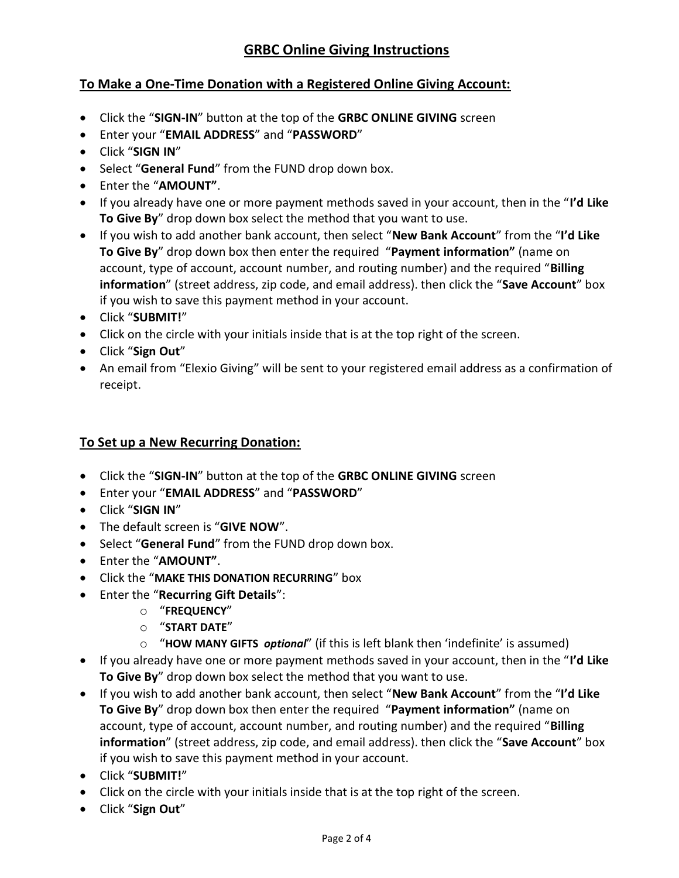# GRBC Online Giving Instructions

## To Make a One-Time Donation with a Registered Online Giving Account:

- Click the "**SIGN-IN**" button at the top of the **GRBC ONLINE GIVING** screen
- Enter your "**EMAIL ADDRESS**" and "**PASSWORD**"
- Click "**SIGN IN**"
- Select "**General Fund**" from the FUND drop down box.
- Enter the "**AMOUNT"**.
- If you already have one or more payment methods saved in your account, then in the "**I'd Like To Give By**" drop down box select the method that you want to use.
- If you wish to add another bank account, then select "**New Bank Account**" from the "**I'd Like To Give By**" drop down box then enter the required "**Payment information"** (name on account, type of account, account number, and routing number) and the required "**Billing information**" (street address, zip code, and email address). then click the "**Save Account**" box if you wish to save this payment method in your account.
- Click "**SUBMIT!**"
- Click on the circle with your initials inside that is at the top right of the screen.
- Click "**Sign Out**"
- An email from "Elexio Giving" will be sent to your registered email address as a confirmation of receipt.

## To Set up a New Recurring Donation:

- Click the "**SIGN-IN**" button at the top of the **GRBC ONLINE GIVING** screen
- Enter your "**EMAIL ADDRESS**" and "**PASSWORD**"
- Click "**SIGN IN**"
- The default screen is "**GIVE NOW**".
- Select "**General Fund**" from the FUND drop down box.
- Enter the "**AMOUNT"**.
- Click the "**MAKE THIS DONATION RECURRING**" box
- Enter the "**Recurring Gift Details**":
  - "**FREQUENCY**"
  - "**START DATE**"
  - "**HOW MANY GIFTS *optional***" (if this is left blank then 'indefinite' is assumed)
- If you already have one or more payment methods saved in your account, then in the "**I'd Like To Give By**" drop down box select the method that you want to use.
- If you wish to add another bank account, then select "**New Bank Account**" from the "**I'd Like To Give By**" drop down box then enter the required "**Payment information"** (name on account, type of account, account number, and routing number) and the required "**Billing information**" (street address, zip code, and email address). then click the "**Save Account**" box if you wish to save this payment method in your account.
- Click "**SUBMIT!**"
- Click on the circle with your initials inside that is at the top right of the screen.
- Click "**Sign Out**"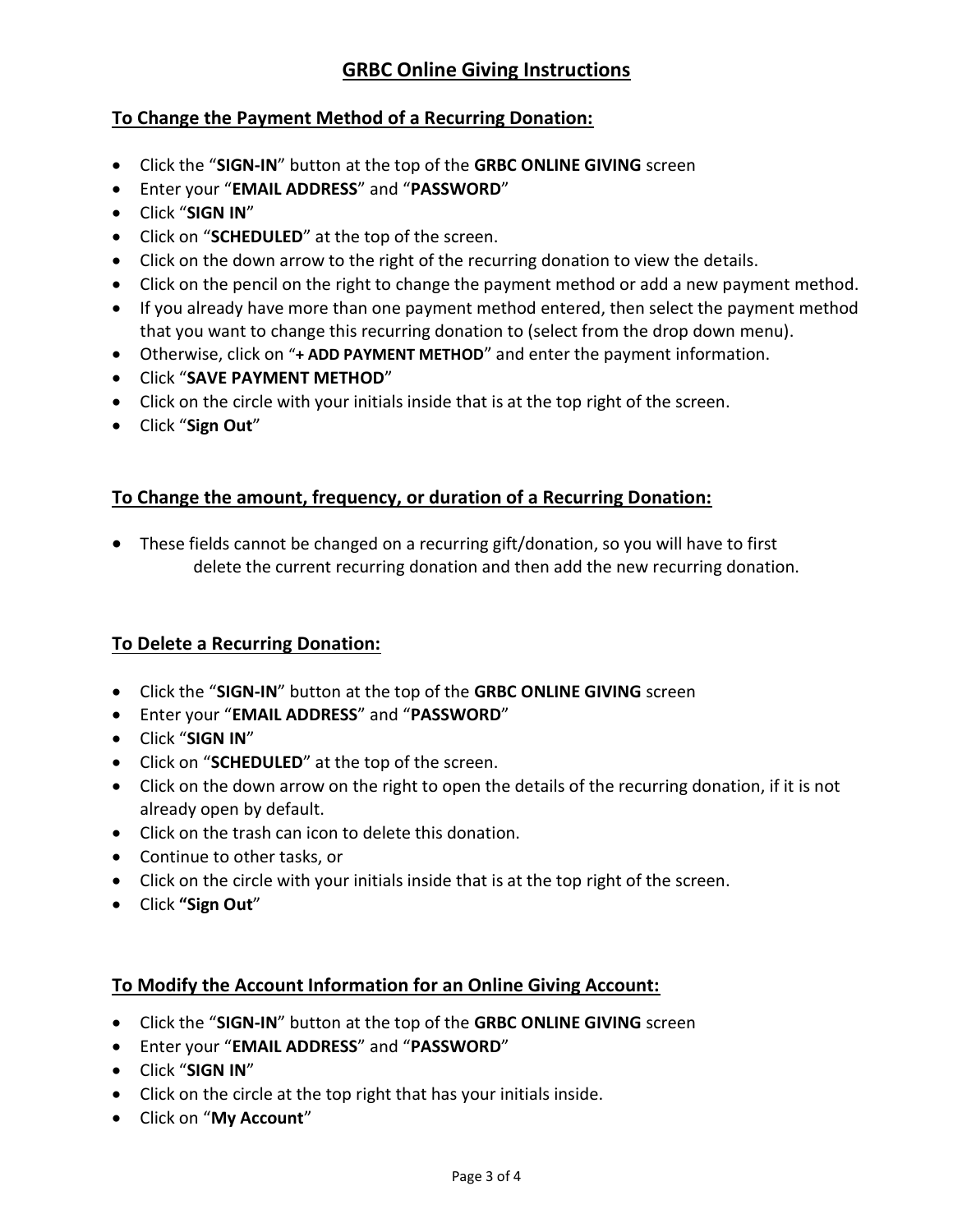# GRBC Online Giving Instructions

## To Change the Payment Method of a Recurring Donation:

- Click the "**SIGN-IN**" button at the top of the **GRBC ONLINE GIVING** screen
- Enter your "**EMAIL ADDRESS**" and "**PASSWORD**"
- Click "**SIGN IN**"
- Click on "**SCHEDULED**" at the top of the screen.
- Click on the down arrow to the right of the recurring donation to view the details.
- Click on the pencil on the right to change the payment method or add a new payment method.
- If you already have more than one payment method entered, then select the payment method that you want to change this recurring donation to (select from the drop down menu).
- Otherwise, click on "**+ ADD PAYMENT METHOD**" and enter the payment information.
- Click "**SAVE PAYMENT METHOD**"
- Click on the circle with your initials inside that is at the top right of the screen.
- Click "**Sign Out**"

## To Change the amount, frequency, or duration of a Recurring Donation:

- These fields cannot be changed on a recurring gift/donation, so you will have to first delete the current recurring donation and then add the new recurring donation.

## To Delete a Recurring Donation:

- Click the "**SIGN-IN**" button at the top of the **GRBC ONLINE GIVING** screen
- Enter your "**EMAIL ADDRESS**" and "**PASSWORD**"
- Click "**SIGN IN**"
- Click on "**SCHEDULED**" at the top of the screen.
- Click on the down arrow on the right to open the details of the recurring donation, if it is not already open by default.
- Click on the trash can icon to delete this donation.
- Continue to other tasks, or
- Click on the circle with your initials inside that is at the top right of the screen.
- Click **"Sign Out**"

## To Modify the Account Information for an Online Giving Account:

- Click the "**SIGN-IN**" button at the top of the **GRBC ONLINE GIVING** screen
- Enter your "**EMAIL ADDRESS**" and "**PASSWORD**"
- Click "**SIGN IN**"
- Click on the circle at the top right that has your initials inside.
- Click on "**My Account**"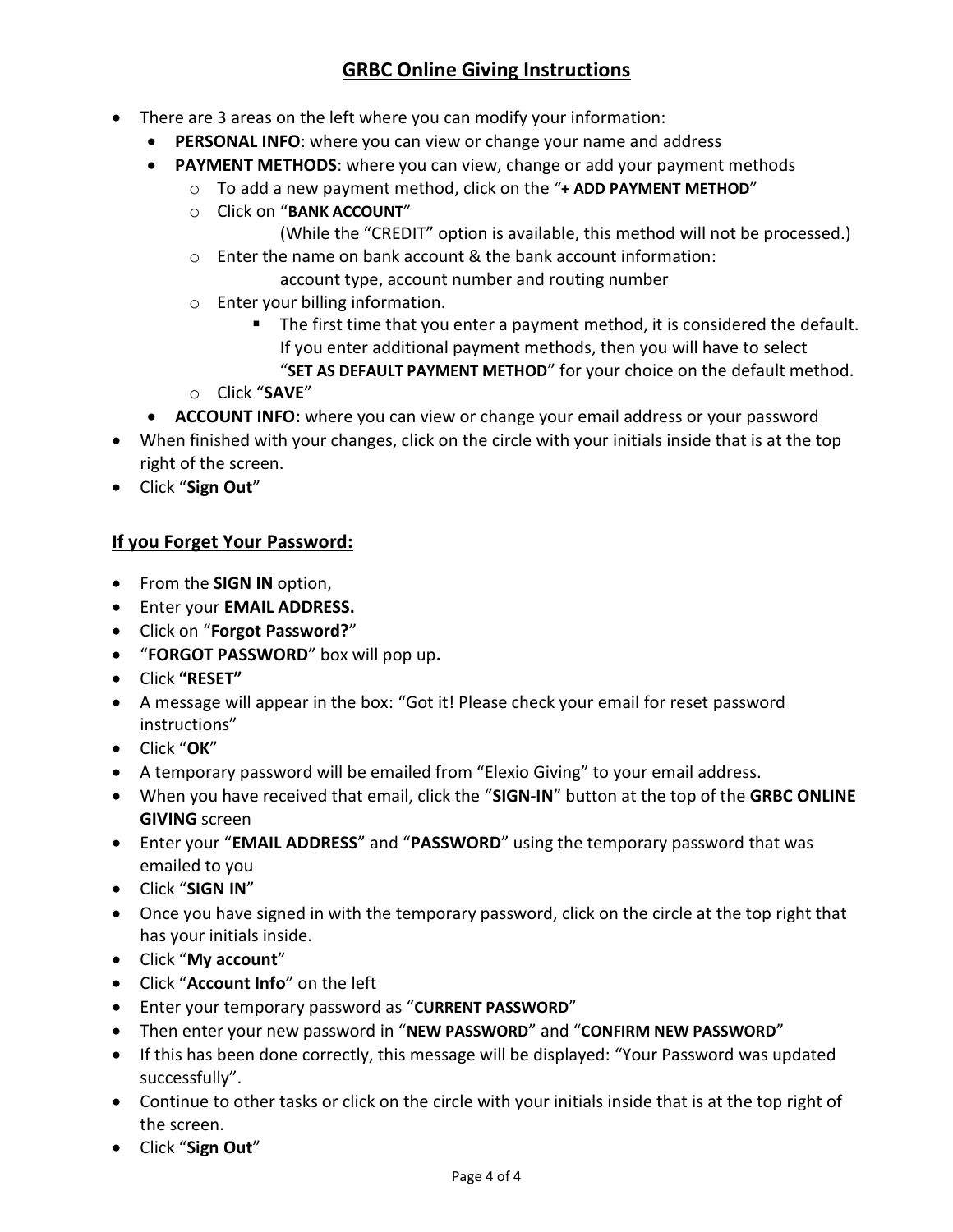## GRBC Online Giving Instructions

- There are 3 areas on the left where you can modify your information:
  - **PERSONAL INFO**: where you can view or change your name and address
  - **PAYMENT METHODS**: where you can view, change or add your payment methods
    - To add a new payment method, click on the "**+ ADD PAYMENT METHOD**"
    - Click on "**BANK ACCOUNT**"
      (While the "CREDIT" option is available, this method will not be processed.)
    - Enter the name on bank account & the bank account information:
      account type, account number and routing number
    - Enter your billing information.
      - The first time that you enter a payment method, it is considered the default. If you enter additional payment methods, then you will have to select "**SET AS DEFAULT PAYMENT METHOD**" for your choice on the default method.
    - Click "**SAVE**"
  - **ACCOUNT INFO:** where you can view or change your email address or your password
- When finished with your changes, click on the circle with your initials inside that is at the top right of the screen.
- Click "**Sign Out**"

### If you Forget Your Password:

- From the **SIGN IN** option,
- Enter your **EMAIL ADDRESS.**
- Click on "**Forgot Password?**"
- "**FORGOT PASSWORD**" box will pop up**.**
- Click **"RESET"**
- A message will appear in the box: "Got it! Please check your email for reset password instructions"
- Click "**OK**"
- A temporary password will be emailed from "Elexio Giving" to your email address.
- When you have received that email, click the "**SIGN-IN**" button at the top of the **GRBC ONLINE GIVING** screen
- Enter your "**EMAIL ADDRESS**" and "**PASSWORD**" using the temporary password that was emailed to you
- Click "**SIGN IN**"
- Once you have signed in with the temporary password, click on the circle at the top right that has your initials inside.
- Click "**My account**"
- Click "**Account Info**" on the left
- Enter your temporary password as "**CURRENT PASSWORD**"
- Then enter your new password in "**NEW PASSWORD**" and "**CONFIRM NEW PASSWORD**"
- If this has been done correctly, this message will be displayed: "Your Password was updated successfully".
- Continue to other tasks or click on the circle with your initials inside that is at the top right of the screen.
- Click "**Sign Out**"